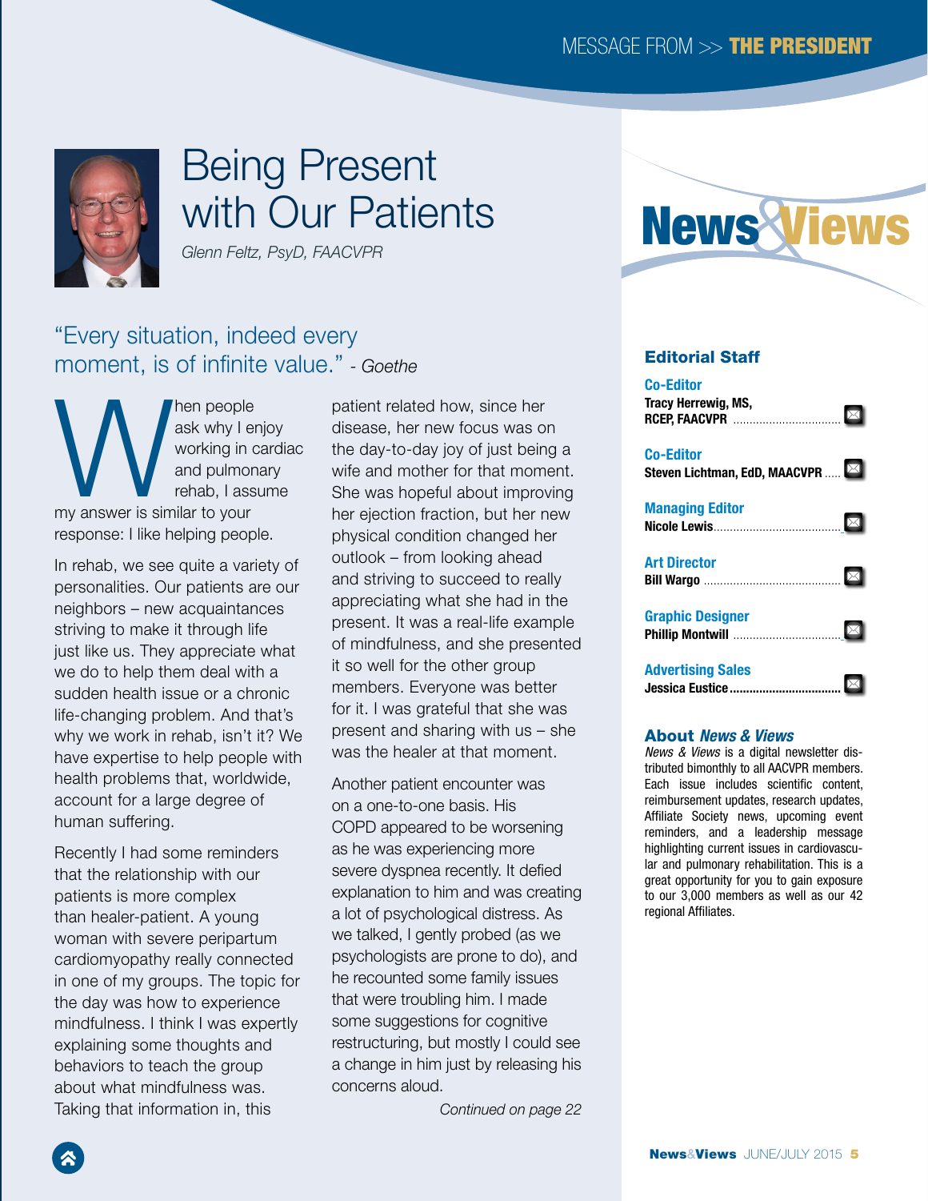# Being Present with Our Patients

*Glenn Feltz, PsyD, FAACVPR*

"Every situation, indeed every moment, is of infinite value." - *Goethe*

When people ask why I enjoy working in cardiac and pulmonary rehab, I assume my answer is similar to your response: I like helping people.

In rehab, we see quite a variety of personalities. Our patients are our neighbors – new acquaintances striving to make it through life just like us. They appreciate what we do to help them deal with a sudden health issue or a chronic life-changing problem. And that's why we work in rehab, isn't it? We have expertise to help people with health problems that, worldwide, account for a large degree of human suffering.

Recently I had some reminders that the relationship with our patients is more complex than healer-patient. A young woman with severe peripartum cardiomyopathy really connected in one of my groups. The topic for the day was how to experience mindfulness. I think I was expertly explaining some thoughts and behaviors to teach the group about what mindfulness was. Taking that information in, this patient related how, since her disease, her new focus was on the day-to-day joy of just being a wife and mother for that moment. She was hopeful about improving her ejection fraction, but her new physical condition changed her outlook – from looking ahead and striving to succeed to really appreciating what she had in the present. It was a real-life example of mindfulness, and she presented it so well for the other group members. Everyone was better for it. I was grateful that she was present and sharing with us – she was the healer at that moment.

Another patient encounter was on a one-to-one basis. His COPD appeared to be worsening as he was experiencing more severe dyspnea recently. It defied explanation to him and was creating a lot of psychological distress. As we talked, I gently probed (as we psychologists are prone to do), and he recounted some family issues that were troubling him. I made some suggestions for cognitive restructuring, but mostly I could see a change in him just by releasing his concerns aloud.

*Continued on page 22*

## News & Views

### Editorial Staff

**Co-Editor**
Tracy Herrewig, MS, RCEP, FAACVPR

**Co-Editor**
Steven Lichtman, EdD, MAACVPR

**Managing Editor**
Nicole Lewis

**Art Director**
Bill Wargo

**Graphic Designer**
Phillip Montwill

**Advertising Sales**
Jessica Eustice

### About *News & Views*

*News & Views* is a digital newsletter distributed bimonthly to all AACVPR members. Each issue includes scientific content, reimbursement updates, research updates, Affiliate Society news, upcoming event reminders, and a leadership message highlighting current issues in cardiovascular and pulmonary rehabilitation. This is a great opportunity for you to gain exposure to our 3,000 members as well as our 42 regional Affiliates.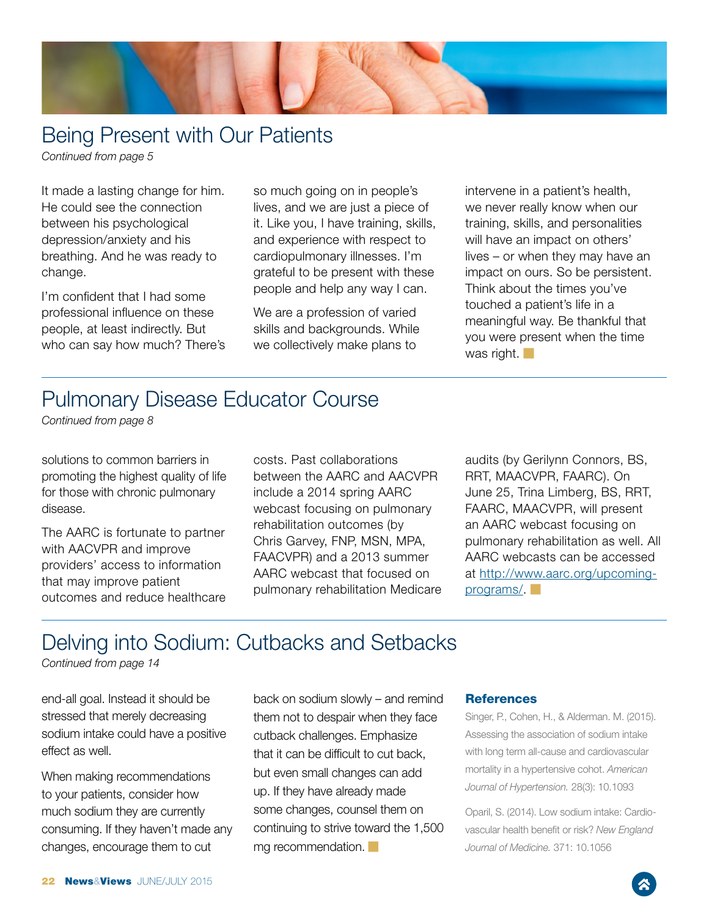## Being Present with Our Patients

*Continued from page 5*

It made a lasting change for him. He could see the connection between his psychological depression/anxiety and his breathing. And he was ready to change.

I'm confident that I had some professional influence on these people, at least indirectly. But who can say how much? There's so much going on in people's lives, and we are just a piece of it. Like you, I have training, skills, and experience with respect to cardiopulmonary illnesses. I'm grateful to be present with these people and help any way I can.

We are a profession of varied skills and backgrounds. While we collectively make plans to intervene in a patient's health, we never really know when our training, skills, and personalities will have an impact on others' lives – or when they may have an impact on ours. So be persistent. Think about the times you've touched a patient's life in a meaningful way. Be thankful that you were present when the time was right.

---

## Pulmonary Disease Educator Course

*Continued from page 8*

solutions to common barriers in promoting the highest quality of life for those with chronic pulmonary disease.

The AARC is fortunate to partner with AACVPR and improve providers' access to information that may improve patient outcomes and reduce healthcare costs. Past collaborations between the AARC and AACVPR include a 2014 spring AARC webcast focusing on pulmonary rehabilitation outcomes (by Chris Garvey, FNP, MSN, MPA, FAACVPR) and a 2013 summer AARC webcast that focused on pulmonary rehabilitation Medicare audits (by Gerilynn Connors, BS, RRT, MAACVPR, FAARC). On June 25, Trina Limberg, BS, RRT, FAARC, MAACVPR, will present an AARC webcast focusing on pulmonary rehabilitation as well. All AARC webcasts can be accessed at http://www.aarc.org/upcoming-programs/.

---

## Delving into Sodium: Cutbacks and Setbacks

*Continued from page 14*

end-all goal. Instead it should be stressed that merely decreasing sodium intake could have a positive effect as well.

When making recommendations to your patients, consider how much sodium they are currently consuming. If they haven't made any changes, encourage them to cut back on sodium slowly – and remind them not to despair when they face cutback challenges. Emphasize that it can be difficult to cut back, but even small changes can add up. If they have already made some changes, counsel them on continuing to strive toward the 1,500 mg recommendation.

### References

Singer, P., Cohen, H., & Alderman. M. (2015). Assessing the association of sodium intake with long term all-cause and cardiovascular mortality in a hypertensive cohot. *American Journal of Hypertension.* 28(3): 10.1093

Oparil, S. (2014). Low sodium intake: Cardio-vascular health benefit or risk? *New England Journal of Medicine.* 371: 10.1056